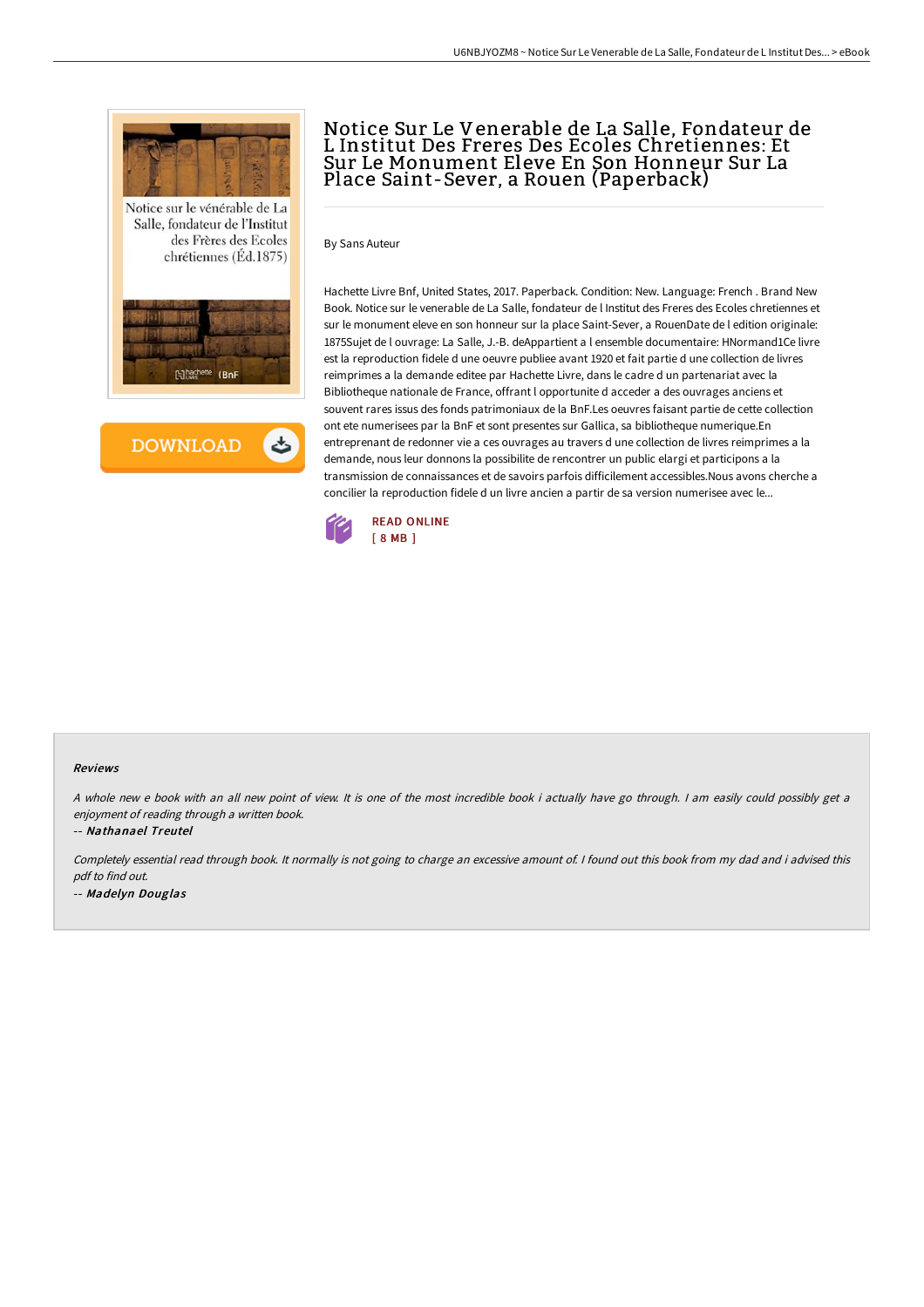# Notice Sur Le Venerable de La Salle, Fondateur de L Institut Des Freres Des Ecoles Chretiennes: Et Sur Le Monument Eleve En Son Honneur Sur La Place Saint-Sever, a Rouen (Paperback)

By Sans Auteur

Hachette Livre Bnf, United States, 2017. Paperback. Condition: New. Language: French . Brand New Book. Notice sur le venerable de La Salle, fondateur de l Institut des Freres des Ecoles chretiennes et sur le monument eleve en son honneur sur la place Saint-Sever, a RouenDate de l edition originale: 1875Sujet de l ouvrage: La Salle, J.-B. deAppartient a l ensemble documentaire: HNormand1Ce livre est la reproduction fidele d une oeuvre publiee avant 1920 et fait partie d une collection de livres reimprimes a la demande editee par Hachette Livre, dans le cadre d un partenariat avec la Bibliotheque nationale de France, offrant l opportunite d acceder a des ouvrages anciens et souvent rares issus des fonds patrimoniaux de la BnF.Les oeuvres faisant partie de cette collection ont ete numerisees par la BnF et sont presentes sur Gallica, sa bibliotheque numerique.En entreprenant de redonner vie a ces ouvrages au travers d une collection de livres reimprimes a la demande, nous leur donnons la possibilite de rencontrer un public elargi et participons a la transmission de connaissances et de savoirs parfois difficilement accessibles.Nous avons cherche a concilier la reproduction fidele d un livre ancien a partir de sa version numerisee avec le...

READ ONLINE
[ 8 MB ]

#### Reviews

*A whole new e book with an all new point of view. It is one of the most incredible book i actually have go through. I am easily could possibly get a enjoyment of reading through a written book.*

-- ***Nathanael Treutel***

*Completely essential read through book. It normally is not going to charge an excessive amount of. I found out this book from my dad and i advised this pdf to find out.*

-- ***Madelyn Douglas***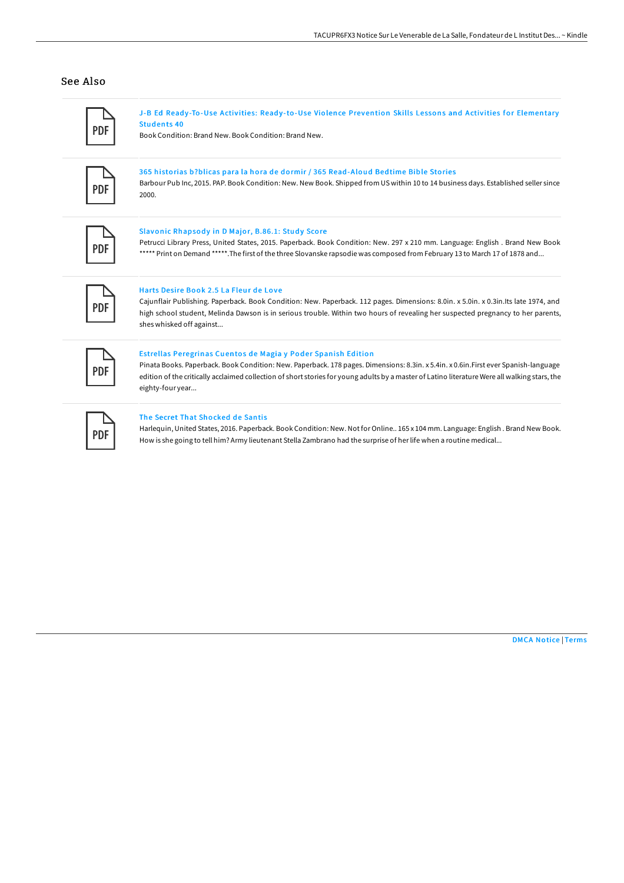## See Also

PDF

J-B Ed Ready-To-Use Activities: Ready-to-Use Violence Prevention Skills Lessons and Activities for Elementary Students 40

Book Condition: Brand New. Book Condition: Brand New.

PDF

365 historias b?blicas para la hora de dormir / 365 Read-Aloud Bedtime Bible Stories

Barbour Pub Inc, 2015. PAP. Book Condition: New. New Book. Shipped from US within 10 to 14 business days. Established seller since 2000.

PDF

Slavonic Rhapsody in D Major, B.86.1: Study Score

Petrucci Library Press, United States, 2015. Paperback. Book Condition: New. 297 x 210 mm. Language: English . Brand New Book ***** Print on Demand *****.The first of the three Slovanske rapsodie was composed from February 13 to March 17 of 1878 and...

PDF

Harts Desire Book 2.5 La Fleur de Love

Cajunflair Publishing. Paperback. Book Condition: New. Paperback. 112 pages. Dimensions: 8.0in. x 5.0in. x 0.3in.Its late 1974, and high school student, Melinda Dawson is in serious trouble. Within two hours of revealing her suspected pregnancy to her parents, shes whisked off against...

PDF

Estrellas Peregrinas Cuentos de Magia y Poder Spanish Edition

Pinata Books. Paperback. Book Condition: New. Paperback. 178 pages. Dimensions: 8.3in. x 5.4in. x 0.6in.First ever Spanish-language edition of the critically acclaimed collection of short stories for young adults by a master of Latino literature Were all walking stars, the eighty-four year...

PDF

The Secret That Shocked de Santis

Harlequin, United States, 2016. Paperback. Book Condition: New. Not for Online.. 165 x 104 mm. Language: English . Brand New Book. How is she going to tell him? Army lieutenant Stella Zambrano had the surprise of her life when a routine medical...

DMCA Notice | Terms